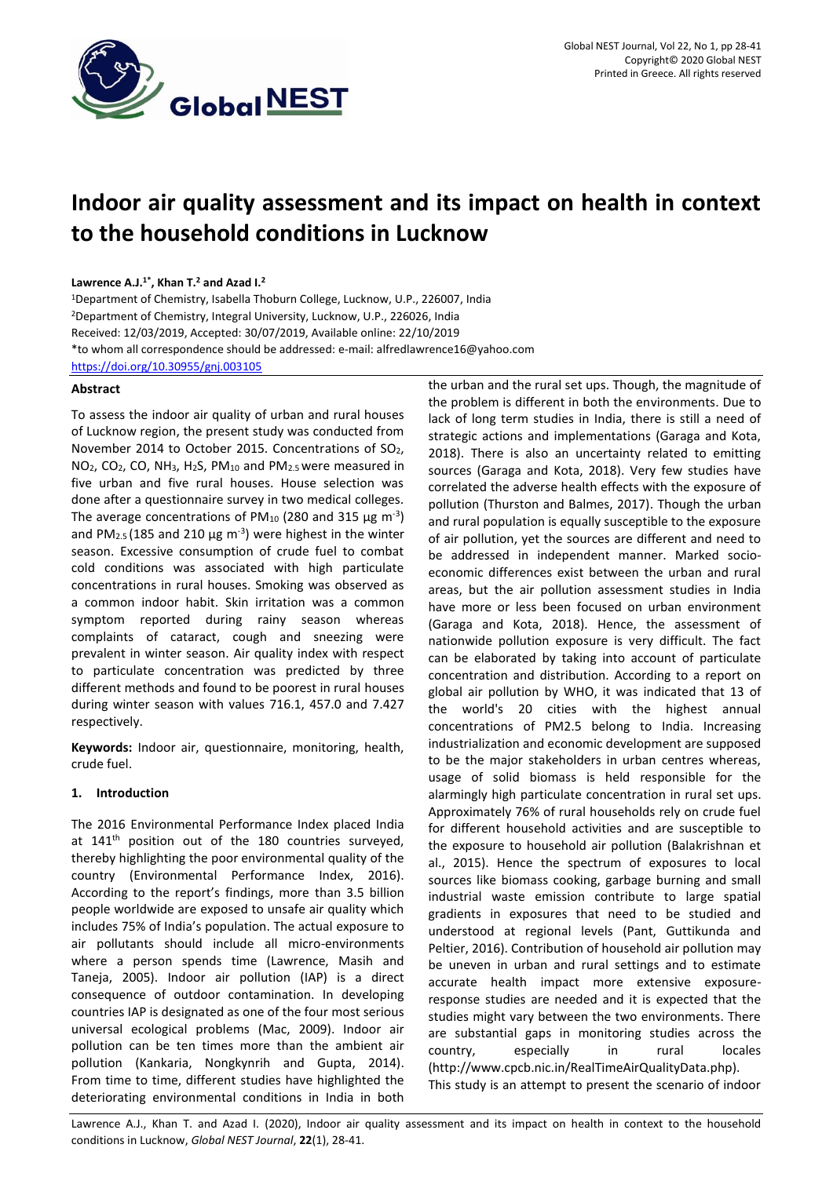# Indoor air quality assessment and its impact on health in context to the household conditions in Lucknow

**Lawrence A.J.[1*], Khan T.[2] and Azad I.[2]**

[1]Department of Chemistry, Isabella Thoburn College, Lucknow, U.P., 226007, India

[2]Department of Chemistry, Integral University, Lucknow, U.P., 226026, India

Received: 12/03/2019, Accepted: 30/07/2019, Available online: 22/10/2019

*to whom all correspondence should be addressed: e-mail: alfredlawrence16@yahoo.com

https://doi.org/10.30955/gnj.003105

## Abstract

To assess the indoor air quality of urban and rural houses of Lucknow region, the present study was conducted from November 2014 to October 2015. Concentrations of $SO_2$, $NO_2$, $CO_2$, CO, $NH_3$, $H_2S$, $PM_{10}$ and $PM_{2.5}$ were measured in five urban and five rural houses. House selection was done after a questionnaire survey in two medical colleges. The average concentrations of $PM_{10}$ (280 and 315 µg m$^{-3}$) and $PM_{2.5}$ (185 and 210 µg m$^{-3}$) were highest in the winter season. Excessive consumption of crude fuel to combat cold conditions was associated with high particulate concentrations in rural houses. Smoking was observed as a common indoor habit. Skin irritation was a common symptom reported during rainy season whereas complaints of cataract, cough and sneezing were prevalent in winter season. Air quality index with respect to particulate concentration was predicted by three different methods and found to be poorest in rural houses during winter season with values 716.1, 457.0 and 7.427 respectively.

**Keywords:** Indoor air, questionnaire, monitoring, health, crude fuel.

## 1. Introduction

The 2016 Environmental Performance Index placed India at 141[th] position out of the 180 countries surveyed, thereby highlighting the poor environmental quality of the country (Environmental Performance Index, 2016). According to the report's findings, more than 3.5 billion people worldwide are exposed to unsafe air quality which includes 75% of India's population. The actual exposure to air pollutants should include all micro-environments where a person spends time (Lawrence, Masih and Taneja, 2005). Indoor air pollution (IAP) is a direct consequence of outdoor contamination. In developing countries IAP is designated as one of the four most serious universal ecological problems (Mac, 2009). Indoor air pollution can be ten times more than the ambient air pollution (Kankaria, Nongkynrih and Gupta, 2014). From time to time, different studies have highlighted the deteriorating environmental conditions in India in both the urban and the rural set ups. Though, the magnitude of the problem is different in both the environments. Due to lack of long term studies in India, there is still a need of strategic actions and implementations (Garaga and Kota, 2018). There is also an uncertainty related to emitting sources (Garaga and Kota, 2018). Very few studies have correlated the adverse health effects with the exposure of pollution (Thurston and Balmes, 2017). Though the urban and rural population is equally susceptible to the exposure of air pollution, yet the sources are different and need to be addressed in independent manner. Marked socio-economic differences exist between the urban and rural areas, but the air pollution assessment studies in India have more or less been focused on urban environment (Garaga and Kota, 2018). Hence, the assessment of nationwide pollution exposure is very difficult. The fact can be elaborated by taking into account of particulate concentration and distribution. According to a report on global air pollution by WHO, it was indicated that 13 of the world's 20 cities with the highest annual concentrations of PM2.5 belong to India. Increasing industrialization and economic development are supposed to be the major stakeholders in urban centres whereas, usage of solid biomass is held responsible for the alarmingly high particulate concentration in rural set ups. Approximately 76% of rural households rely on crude fuel for different household activities and are susceptible to the exposure to household air pollution (Balakrishnan et al., 2015). Hence the spectrum of exposures to local sources like biomass cooking, garbage burning and small industrial waste emission contribute to large spatial gradients in exposures that need to be studied and understood at regional levels (Pant, Guttikunda and Peltier, 2016). Contribution of household air pollution may be uneven in urban and rural settings and to estimate accurate health impact more extensive exposure-response studies are needed and it is expected that the studies might vary between the two environments. There are substantial gaps in monitoring studies across the country, especially in rural locales (http://www.cpcb.nic.in/RealTimeAirQualityData.php).

This study is an attempt to present the scenario of indoor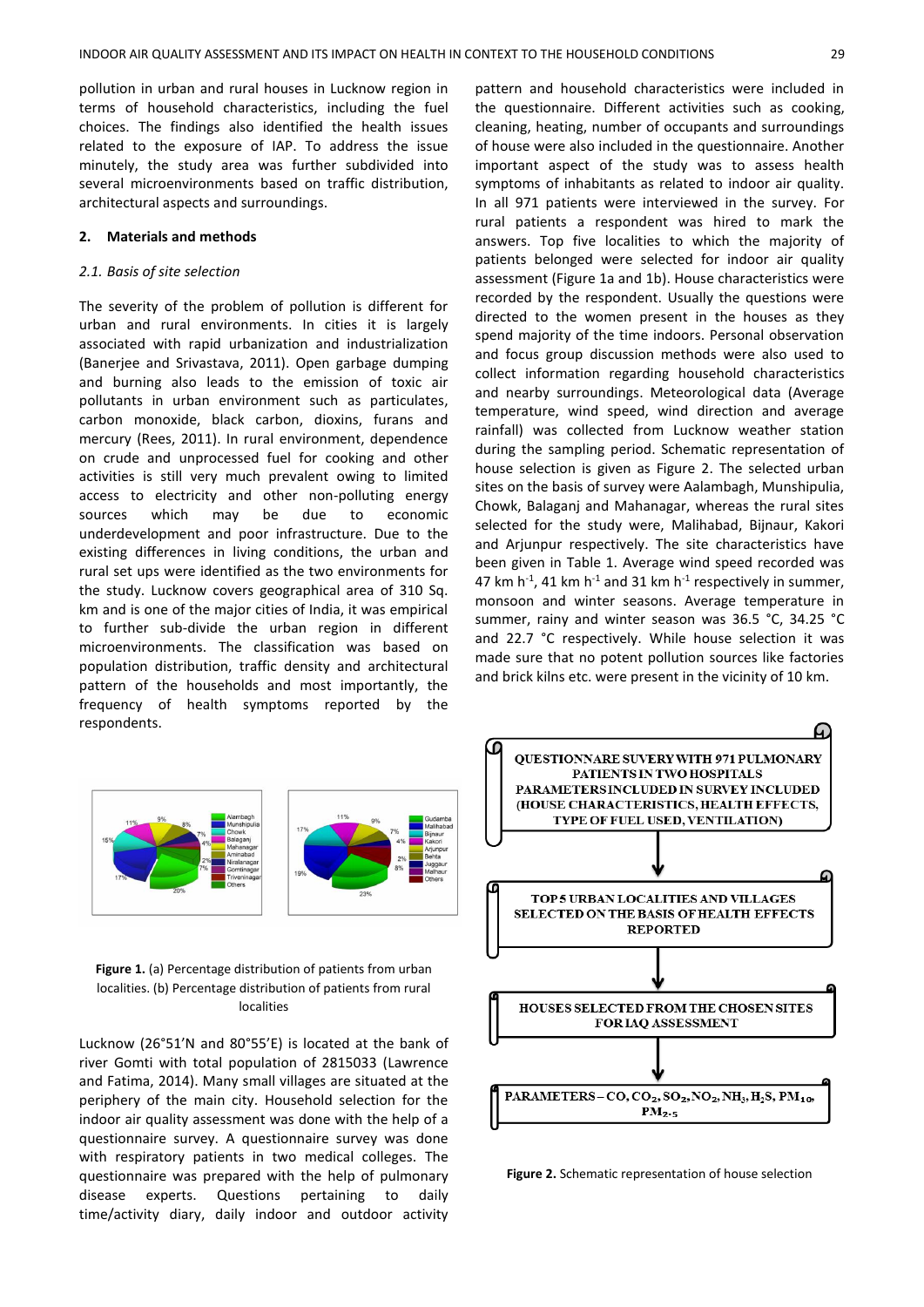pollution in urban and rural houses in Lucknow region in terms of household characteristics, including the fuel choices. The findings also identified the health issues related to the exposure of IAP. To address the issue minutely, the study area was further subdivided into several microenvironments based on traffic distribution, architectural aspects and surroundings.

## 2. Materials and methods

### *2.1. Basis of site selection*

The severity of the problem of pollution is different for urban and rural environments. In cities it is largely associated with rapid urbanization and industrialization (Banerjee and Srivastava, 2011). Open garbage dumping and burning also leads to the emission of toxic air pollutants in urban environment such as particulates, carbon monoxide, black carbon, dioxins, furans and mercury (Rees, 2011). In rural environment, dependence on crude and unprocessed fuel for cooking and other activities is still very much prevalent owing to limited access to electricity and other non-polluting energy sources which may be due to economic underdevelopment and poor infrastructure. Due to the existing differences in living conditions, the urban and rural set ups were identified as the two environments for the study. Lucknow covers geographical area of 310 Sq. km and is one of the major cities of India, it was empirical to further sub-divide the urban region in different microenvironments. The classification was based on population distribution, traffic density and architectural pattern of the households and most importantly, the frequency of health symptoms reported by the respondents.

**Figure 1.** (a) Percentage distribution of patients from urban localities. (b) Percentage distribution of patients from rural localities

Lucknow (26°51'N and 80°55'E) is located at the bank of river Gomti with total population of 2815033 (Lawrence and Fatima, 2014). Many small villages are situated at the periphery of the main city. Household selection for the indoor air quality assessment was done with the help of a questionnaire survey. A questionnaire survey was done with respiratory patients in two medical colleges. The questionnaire was prepared with the help of pulmonary disease experts. Questions pertaining to daily time/activity diary, daily indoor and outdoor activity pattern and household characteristics were included in the questionnaire. Different activities such as cooking, cleaning, heating, number of occupants and surroundings of house were also included in the questionnaire. Another important aspect of the study was to assess health symptoms of inhabitants as related to indoor air quality. In all 971 patients were interviewed in the survey. For rural patients a respondent was hired to mark the answers. Top five localities to which the majority of patients belonged were selected for indoor air quality assessment (Figure 1a and 1b). House characteristics were recorded by the respondent. Usually the questions were directed to the women present in the houses as they spend majority of the time indoors. Personal observation and focus group discussion methods were also used to collect information regarding household characteristics and nearby surroundings. Meteorological data (Average temperature, wind speed, wind direction and average rainfall) was collected from Lucknow weather station during the sampling period. Schematic representation of house selection is given as Figure 2. The selected urban sites on the basis of survey were Aalambagh, Munshipulia, Chowk, Balaganj and Mahanagar, whereas the rural sites selected for the study were, Malihabad, Bijnaur, Kakori and Arjunpur respectively. The site characteristics have been given in Table 1. Average wind speed recorded was 47 km $h^{-1}$, 41 km $h^{-1}$ and 31 km $h^{-1}$ respectively in summer, monsoon and winter seasons. Average temperature in summer, rainy and winter season was 36.5 °C, 34.25 °C and 22.7 °C respectively. While house selection it was made sure that no potent pollution sources like factories and brick kilns etc. were present in the vicinity of 10 km.

QUESTIONNAIRE SUVERY WITH 971 PULMONARY PATIENTS IN TWO HOSPITALS PARAMETERS INCLUDED IN SURVEY INCLUDED (HOUSE CHARACTERISTICS, HEALTH EFFECTS, TYPE OF FUEL USED, VENTILATION)

↓

TOP 5 URBAN LOCALITIES AND VILLAGES SELECTED ON THE BASIS OF HEALTH EFFECTS REPORTED

↓

HOUSES SELECTED FROM THE CHOSEN SITES FOR IAQ ASSESSMENT

↓

PARAMETERS – CO, $CO_2$, $SO_2$, $NO_2$, $NH_3$, $H_2S$, $PM_{10}$, $PM_{2.5}$

**Figure 2.** Schematic representation of house selection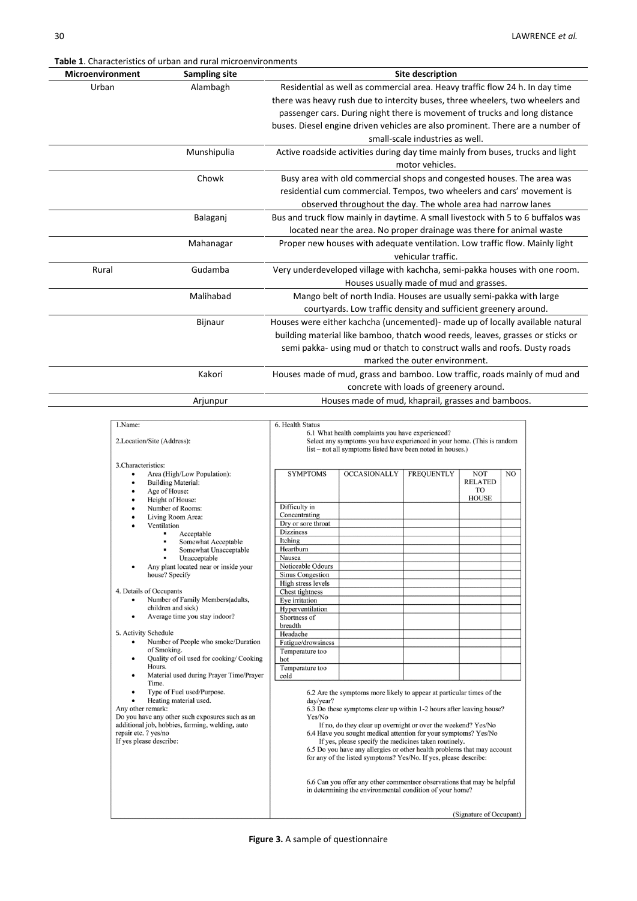**Table 1**. Characteristics of urban and rural microenvironments

| Microenvironment | Sampling site | Site description |
|---|---|---|
| Urban | Alambagh | Residential as well as commercial area. Heavy traffic flow 24 h. In day time there was heavy rush due to intercity buses, three wheelers, two wheelers and passenger cars. During night there is movement of trucks and long distance buses. Diesel engine driven vehicles are also prominent. There are a number of small-scale industries as well. |
| | Munshipulia | Active roadside activities during day time mainly from buses, trucks and light motor vehicles. |
| | Chowk | Busy area with old commercial shops and congested houses. The area was residential cum commercial. Tempos, two wheelers and cars' movement is observed throughout the day. The whole area had narrow lanes |
| | Balaganj | Bus and truck flow mainly in daytime. A small livestock with 5 to 6 buffalos was located near the area. No proper drainage was there for animal waste |
| | Mahanagar | Proper new houses with adequate ventilation. Low traffic flow. Mainly light vehicular traffic. |
| Rural | Gudamba | Very underdeveloped village with kachcha, semi-pakka houses with one room. Houses usually made of mud and grasses. |
| | Malihabad | Mango belt of north India. Houses are usually semi-pakka with large courtyards. Low traffic density and sufficient greenery around. |
| | Bijnaur | Houses were either kachcha (uncemented)- made up of locally available natural building material like bamboo, thatch wood reeds, leaves, grasses or sticks or semi pakka- using mud or thatch to construct walls and roofs. Dusty roads marked the outer environment. |
| | Kakori | Houses made of mud, grass and bamboo. Low traffic, roads mainly of mud and concrete with loads of greenery around. |
| | Arjunpur | Houses made of mud, khaprail, grasses and bamboos. |

1.Name:

2.Location/Site (Address):

3.Characteristics:
- Area (High/Low Population):
- Building Material:
- Age of House:
- Height of House:
- Number of Rooms:
- Living Room Area:
- Ventilation
  - Acceptable
  - Somewhat Acceptable
  - Somewhat Unacceptable
  - Unacceptable
- Any plant located near or inside your house? Specify

4. Details of Occupants
- Number of Family Members(adults, children and sick)
- Average time you stay indoor?

5. Activity Schedule
- Number of People who smoke/Duration of Smoking.
- Quality of oil used for cooking/ Cooking Hours.
- Material used during Prayer Time/Prayer Time.
- Type of Fuel used/Purpose.
- Heating material used.

Any other remark:
Do you have any other such exposures such as an additional job, hobbies, farming, welding, auto repair etc. ? yes/no
If yes please describe:

6. Health Status
6.1 What health complaints you have experienced?
Select any symptoms you have experienced in your home. (This is random list – not all symptoms listed have been noted in houses.)

| SYMPTOMS | OCCASIONALLY | FREQUENTLY | NOT RELATED TO HOUSE | NO |
|---|---|---|---|---|
| Difficulty in Concentrating | | | | |
| Dry or sore throat | | | | |
| Dizziness | | | | |
| Itching | | | | |
| Heartburn | | | | |
| Nausea | | | | |
| Noticeable Odours | | | | |
| Sinus Congestion | | | | |
| High stress levels | | | | |
| Chest tightness | | | | |
| Eye irritation | | | | |
| Hyperventilation | | | | |
| Shortness of breadth | | | | |
| Headache | | | | |
| Fatigue/drowsiness | | | | |
| Temperature too hot | | | | |
| Temperature too cold | | | | |

6.2 Are the symptoms more likely to appear at particular times of the day/year?
6.3 Do these symptoms clear up within 1-2 hours after leaving house? Yes/No
If no, do they clear up overnight or over the weekend? Yes/No
6.4 Have you sought medical attention for your symptoms? Yes/No
If yes, please specify the medicines taken routinely.
6.5 Do you have any allergies or other health problems that may account for any of the listed symptoms? Yes/No. If yes, please describe:

6.6 Can you offer any other commentsor observations that may be helpful in determining the environmental condition of your home?

(Signature of Occupant)

**Figure 3.** A sample of questionnaire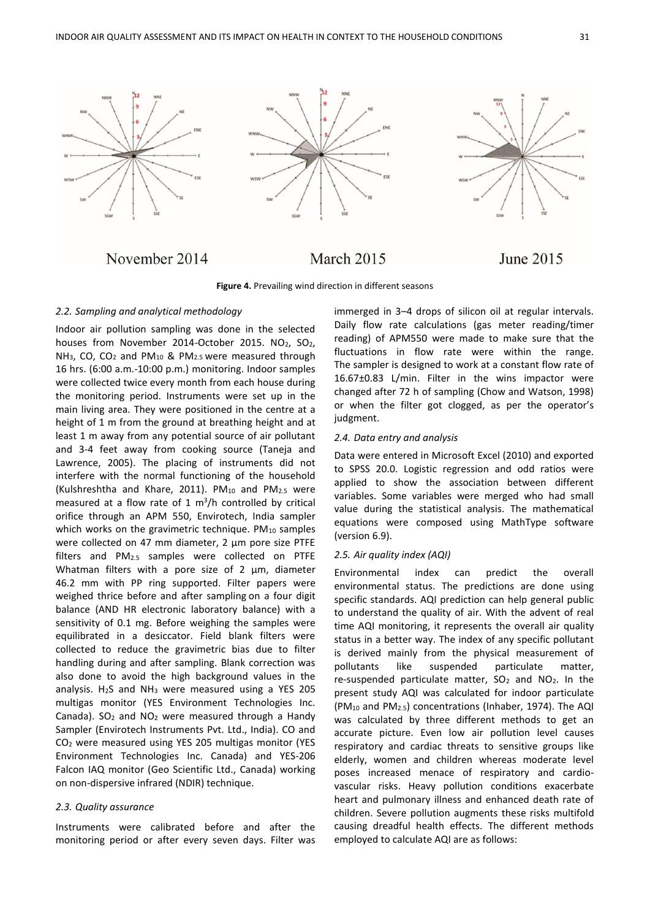November 2014 March 2015 June 2015

**Figure 4.** Prevailing wind direction in different seasons

### *2.2. Sampling and analytical methodology*

Indoor air pollution sampling was done in the selected houses from November 2014-October 2015. $NO_2$, $SO_2$, $NH_3$, CO, $CO_2$ and $PM_{10}$ & $PM_{2.5}$ were measured through 16 hrs. (6:00 a.m.-10:00 p.m.) monitoring. Indoor samples were collected twice every month from each house during the monitoring period. Instruments were set up in the main living area. They were positioned in the centre at a height of 1 m from the ground at breathing height and at least 1 m away from any potential source of air pollutant and 3-4 feet away from cooking source (Taneja and Lawrence, 2005). The placing of instruments did not interfere with the normal functioning of the household (Kulshreshtha and Khare, 2011). $PM_{10}$ and $PM_{2.5}$ were measured at a flow rate of 1 $m^3$/h controlled by critical orifice through an APM 550, Envirotech, India sampler which works on the gravimetric technique. $PM_{10}$ samples were collected on 47 mm diameter, 2 µm pore size PTFE filters and $PM_{2.5}$ samples were collected on PTFE Whatman filters with a pore size of 2 µm, diameter 46.2 mm with PP ring supported. Filter papers were weighed thrice before and after sampling on a four digit balance (AND HR electronic laboratory balance) with a sensitivity of 0.1 mg. Before weighing the samples were equilibrated in a desiccator. Field blank filters were collected to reduce the gravimetric bias due to filter handling during and after sampling. Blank correction was also done to avoid the high background values in the analysis. $H_2S$ and $NH_3$ were measured using a YES 205 multigas monitor (YES Environment Technologies Inc. Canada). $SO_2$ and $NO_2$ were measured through a Handy Sampler (Envirotech Instruments Pvt. Ltd., India). CO and $CO_2$ were measured using YES 205 multigas monitor (YES Environment Technologies Inc. Canada) and YES-206 Falcon IAQ monitor (Geo Scientific Ltd., Canada) working on non-dispersive infrared (NDIR) technique.

### *2.3. Quality assurance*

Instruments were calibrated before and after the monitoring period or after every seven days. Filter was immerged in 3–4 drops of silicon oil at regular intervals. Daily flow rate calculations (gas meter reading/timer reading) of APM550 were made to make sure that the fluctuations in flow rate were within the range. The sampler is designed to work at a constant flow rate of 16.67±0.83 L/min. Filter in the wins impactor were changed after 72 h of sampling (Chow and Watson, 1998) or when the filter got clogged, as per the operator's judgment.

### *2.4. Data entry and analysis*

Data were entered in Microsoft Excel (2010) and exported to SPSS 20.0. Logistic regression and odd ratios were applied to show the association between different variables. Some variables were merged who had small value during the statistical analysis. The mathematical equations were composed using MathType software (version 6.9).

### *2.5. Air quality index (AQI)*

Environmental index can predict the overall environmental status. The predictions are done using specific standards. AQI prediction can help general public to understand the quality of air. With the advent of real time AQI monitoring, it represents the overall air quality status in a better way. The index of any specific pollutant is derived mainly from the physical measurement of pollutants like suspended particulate matter, re-suspended particulate matter, $SO_2$ and $NO_2$. In the present study AQI was calculated for indoor particulate ($PM_{10}$ and $PM_{2.5}$) concentrations (Inhaber, 1974). The AQI was calculated by three different methods to get an accurate picture. Even low air pollution level causes respiratory and cardiac threats to sensitive groups like elderly, women and children whereas moderate level poses increased menace of respiratory and cardio-vascular risks. Heavy pollution conditions exacerbate heart and pulmonary illness and enhanced death rate of children. Severe pollution augments these risks multifold causing dreadful health effects. The different methods employed to calculate AQI are as follows: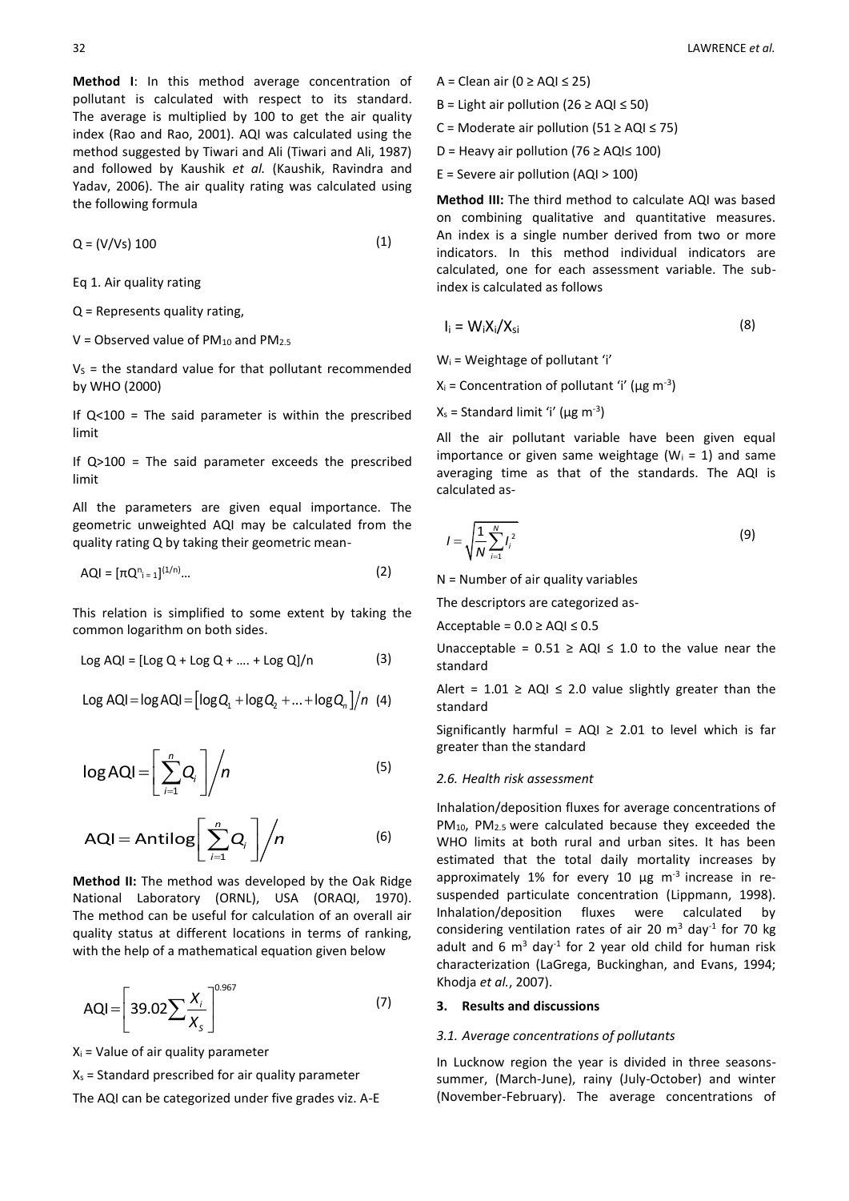**Method I**: In this method average concentration of pollutant is calculated with respect to its standard. The average is multiplied by 100 to get the air quality index (Rao and Rao, 2001). AQI was calculated using the method suggested by Tiwari and Ali (Tiwari and Ali, 1987) and followed by Kaushik *et al.* (Kaushik, Ravindra and Yadav, 2006). The air quality rating was calculated using the following formula

$$Q = (V/Vs)\ 100 \tag{1}$$

Eq 1. Air quality rating

Q = Represents quality rating,

V = Observed value of $PM_{10}$ and $PM_{2.5}$

$V_S$ = the standard value for that pollutant recommended by WHO (2000)

If Q<100 = The said parameter is within the prescribed limit

If Q>100 = The said parameter exceeds the prescribed limit

All the parameters are given equal importance. The geometric unweighted AQI may be calculated from the quality rating Q by taking their geometric mean-

$$AQI = [\pi Q^{n}{}_{i=1}]^{(1/n)} \ldots \tag{2}$$

This relation is simplified to some extent by taking the common logarithm on both sides.

$$\text{Log AQI} = [\text{Log Q} + \text{Log Q} + \ldots + \text{Log Q}]/n \tag{3}$$

$$\text{Log AQI} = \log \text{AQI} = \left[\log Q_1 + \log Q_2 + \ldots + \log Q_n\right]/n \tag{4}$$

$$\log \text{AQI} = \left[\sum_{i=1}^{n} Q_i\right] \Big/ n \tag{5}$$

$$\text{AQI} = \text{Antilog}\left[\sum_{i=1}^{n} Q_i\right] \Big/ n \tag{6}$$

**Method II:** The method was developed by the Oak Ridge National Laboratory (ORNL), USA (ORAQI, 1970). The method can be useful for calculation of an overall air quality status at different locations in terms of ranking, with the help of a mathematical equation given below

$$\text{AQI} = \left[39.02 \sum \frac{X_i}{X_s}\right]^{0.967} \tag{7}$$

$X_i$ = Value of air quality parameter

$X_s$ = Standard prescribed for air quality parameter

The AQI can be categorized under five grades viz. A-E

A = Clean air (0 ≥ AQI ≤ 25)

B = Light air pollution (26 ≥ AQI ≤ 50)

C = Moderate air pollution (51 ≥ AQI ≤ 75)

D = Heavy air pollution (76 ≥ AQI≤ 100)

E = Severe air pollution (AQI > 100)

**Method III:** The third method to calculate AQI was based on combining qualitative and quantitative measures. An index is a single number derived from two or more indicators. In this method individual indicators are calculated, one for each assessment variable. The sub-index is calculated as follows

$$I_i = W_i X_i / X_{si} \tag{8}$$

$W_i$ = Weightage of pollutant 'i'

$X_i$ = Concentration of pollutant 'i' (µg m$^{-3}$)

$X_s$ = Standard limit 'i' (µg m$^{-3}$)

All the air pollutant variable have been given equal importance or given same weightage ($W_i$ = 1) and same averaging time as that of the standards. The AQI is calculated as-

$$I = \sqrt{\frac{1}{N}\sum_{i=1}^{N} I_i^2} \tag{9}$$

N = Number of air quality variables

The descriptors are categorized as-

Acceptable = 0.0 ≥ AQI ≤ 0.5

Unacceptable = 0.51 ≥ AQI ≤ 1.0 to the value near the standard

Alert = 1.01 ≥ AQI ≤ 2.0 value slightly greater than the standard

Significantly harmful = AQI ≥ 2.01 to level which is far greater than the standard

### *2.6. Health risk assessment*

Inhalation/deposition fluxes for average concentrations of $PM_{10}$, $PM_{2.5}$ were calculated because they exceeded the WHO limits at both rural and urban sites. It has been estimated that the total daily mortality increases by approximately 1% for every 10 µg m$^{-3}$ increase in re-suspended particulate concentration (Lippmann, 1998). Inhalation/deposition fluxes were calculated by considering ventilation rates of air 20 m$^3$ day$^{-1}$ for 70 kg adult and 6 m$^3$ day$^{-1}$ for 2 year old child for human risk characterization (LaGrega, Buckinghan, and Evans, 1994; Khodja *et al.*, 2007).

## 3. Results and discussions

### *3.1. Average concentrations of pollutants*

In Lucknow region the year is divided in three seasons-summer, (March-June), rainy (July-October) and winter (November-February). The average concentrations of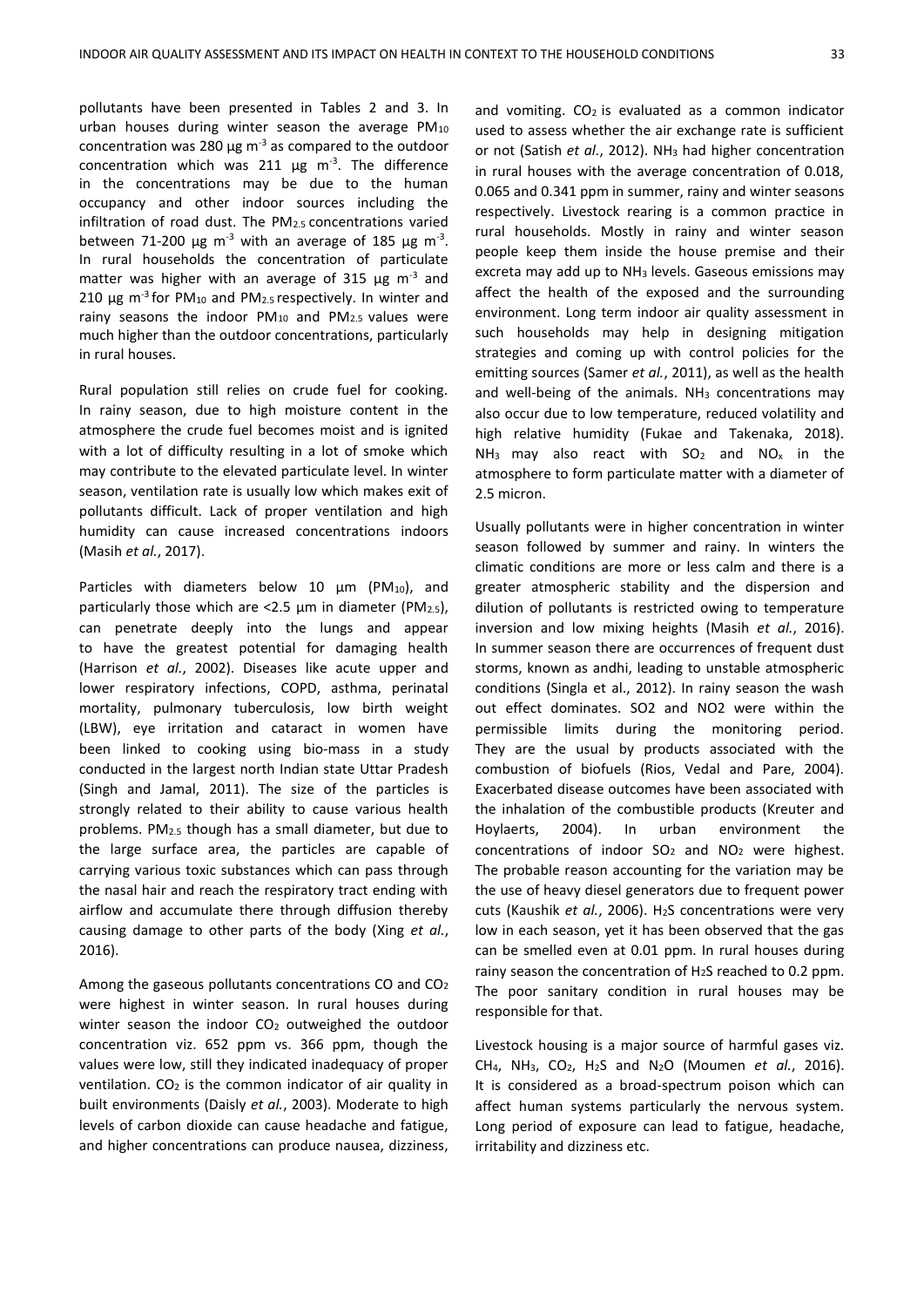pollutants have been presented in Tables 2 and 3. In urban houses during winter season the average $PM_{10}$ concentration was 280 µg m$^{-3}$ as compared to the outdoor concentration which was 211 µg m$^{-3}$. The difference in the concentrations may be due to the human occupancy and other indoor sources including the infiltration of road dust. The $PM_{2.5}$ concentrations varied between 71-200 µg m$^{-3}$ with an average of 185 µg m$^{-3}$. In rural households the concentration of particulate matter was higher with an average of 315 µg m$^{-3}$ and 210 µg m$^{-3}$ for $PM_{10}$ and $PM_{2.5}$ respectively. In winter and rainy seasons the indoor $PM_{10}$ and $PM_{2.5}$ values were much higher than the outdoor concentrations, particularly in rural houses.

Rural population still relies on crude fuel for cooking. In rainy season, due to high moisture content in the atmosphere the crude fuel becomes moist and is ignited with a lot of difficulty resulting in a lot of smoke which may contribute to the elevated particulate level. In winter season, ventilation rate is usually low which makes exit of pollutants difficult. Lack of proper ventilation and high humidity can cause increased concentrations indoors (Masih *et al.*, 2017).

Particles with diameters below 10 µm ($PM_{10}$), and particularly those which are <2.5 µm in diameter ($PM_{2.5}$), can penetrate deeply into the lungs and appear to have the greatest potential for damaging health (Harrison *et al.*, 2002). Diseases like acute upper and lower respiratory infections, COPD, asthma, perinatal mortality, pulmonary tuberculosis, low birth weight (LBW), eye irritation and cataract in women have been linked to cooking using bio-mass in a study conducted in the largest north Indian state Uttar Pradesh (Singh and Jamal, 2011). The size of the particles is strongly related to their ability to cause various health problems. $PM_{2.5}$ though has a small diameter, but due to the large surface area, the particles are capable of carrying various toxic substances which can pass through the nasal hair and reach the respiratory tract ending with airflow and accumulate there through diffusion thereby causing damage to other parts of the body (Xing *et al.*, 2016).

Among the gaseous pollutants concentrations CO and $CO_2$ were highest in winter season. In rural houses during winter season the indoor $CO_2$ outweighed the outdoor concentration viz. 652 ppm vs. 366 ppm, though the values were low, still they indicated inadequacy of proper ventilation. $CO_2$ is the common indicator of air quality in built environments (Daisly *et al.*, 2003). Moderate to high levels of carbon dioxide can cause headache and fatigue, and higher concentrations can produce nausea, dizziness, and vomiting. $CO_2$ is evaluated as a common indicator used to assess whether the air exchange rate is sufficient or not (Satish *et al.*, 2012). $NH_3$ had higher concentration in rural houses with the average concentration of 0.018, 0.065 and 0.341 ppm in summer, rainy and winter seasons respectively. Livestock rearing is a common practice in rural households. Mostly in rainy and winter season people keep them inside the house premise and their excreta may add up to $NH_3$ levels. Gaseous emissions may affect the health of the exposed and the surrounding environment. Long term indoor air quality assessment in such households may help in designing mitigation strategies and coming up with control policies for the emitting sources (Samer *et al.*, 2011), as well as the health and well-being of the animals. $NH_3$ concentrations may also occur due to low temperature, reduced volatility and high relative humidity (Fukae and Takenaka, 2018). $NH_3$ may also react with $SO_2$ and $NO_x$ in the atmosphere to form particulate matter with a diameter of 2.5 micron.

Usually pollutants were in higher concentration in winter season followed by summer and rainy. In winters the climatic conditions are more or less calm and there is a greater atmospheric stability and the dispersion and dilution of pollutants is restricted owing to temperature inversion and low mixing heights (Masih *et al.*, 2016). In summer season there are occurrences of frequent dust storms, known as andhi, leading to unstable atmospheric conditions (Singla et al., 2012). In rainy season the wash out effect dominates. SO2 and NO2 were within the permissible limits during the monitoring period. They are the usual by products associated with the combustion of biofuels (Rios, Vedal and Pare, 2004). Exacerbated disease outcomes have been associated with the inhalation of the combustible products (Kreuter and Hoylaerts, 2004). In urban environment the concentrations of indoor $SO_2$ and $NO_2$ were highest. The probable reason accounting for the variation may be the use of heavy diesel generators due to frequent power cuts (Kaushik *et al.*, 2006). $H_2S$ concentrations were very low in each season, yet it has been observed that the gas can be smelled even at 0.01 ppm. In rural houses during rainy season the concentration of $H_2S$ reached to 0.2 ppm. The poor sanitary condition in rural houses may be responsible for that.

Livestock housing is a major source of harmful gases viz. $CH_4$, $NH_3$, $CO_2$, $H_2S$ and $N_2O$ (Moumen *et al.*, 2016). It is considered as a broad-spectrum poison which can affect human systems particularly the nervous system. Long period of exposure can lead to fatigue, headache, irritability and dizziness etc.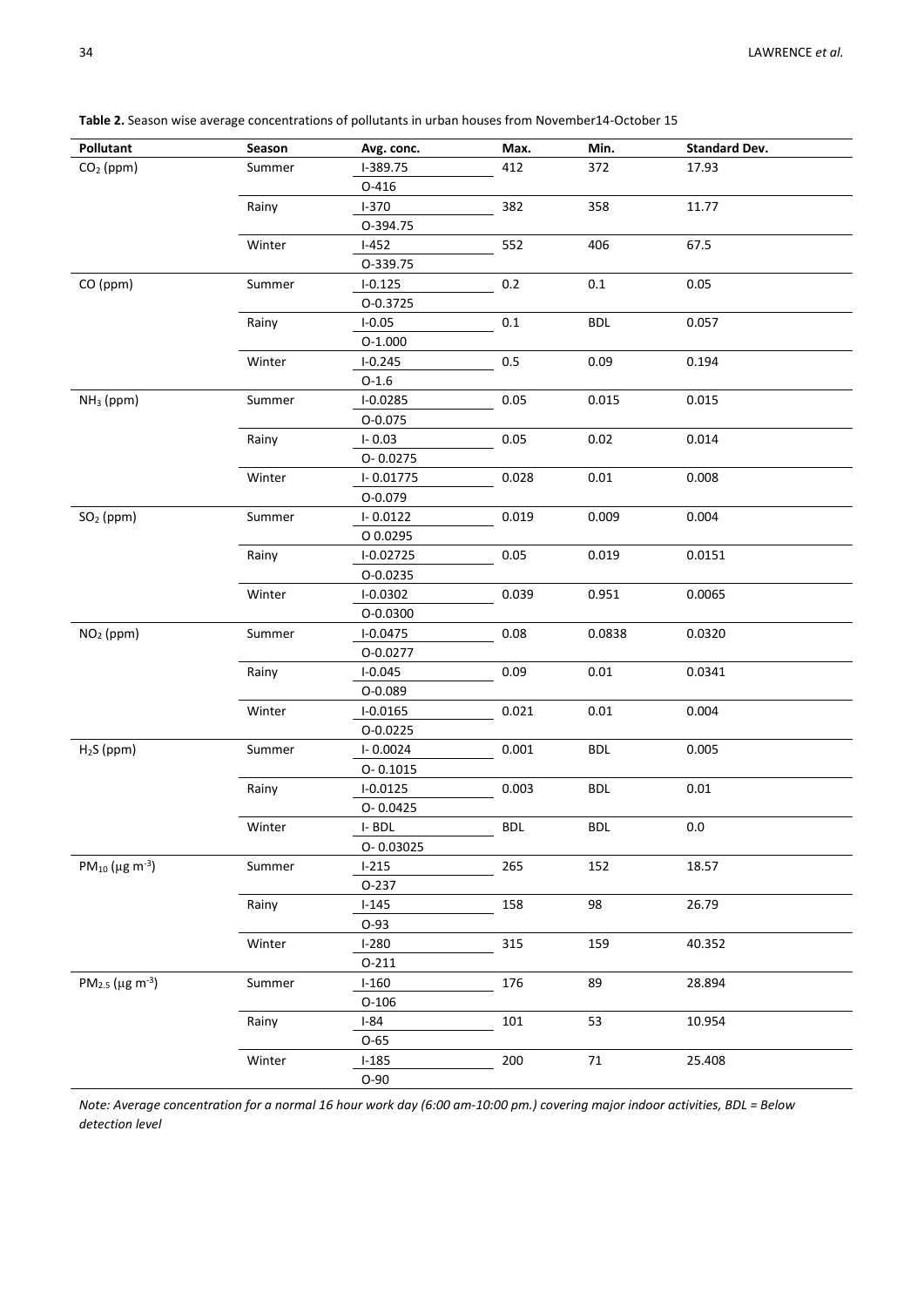**Table 2.** Season wise average concentrations of pollutants in urban houses from November14-October 15

| Pollutant | Season | Avg. conc. | Max. | Min. | Standard Dev. |
|---|---|---|---|---|---|
| $CO_2$ (ppm) | Summer | I-389.75 | 412 | 372 | 17.93 |
| | | O-416 | | | |
| | Rainy | I-370 | 382 | 358 | 11.77 |
| | | O-394.75 | | | |
| | Winter | I-452 | 552 | 406 | 67.5 |
| | | O-339.75 | | | |
| CO (ppm) | Summer | I-0.125 | 0.2 | 0.1 | 0.05 |
| | | O-0.3725 | | | |
| | Rainy | I-0.05 | 0.1 | BDL | 0.057 |
| | | O-1.000 | | | |
| | Winter | I-0.245 | 0.5 | 0.09 | 0.194 |
| | | O-1.6 | | | |
| $NH_3$ (ppm) | Summer | I-0.0285 | 0.05 | 0.015 | 0.015 |
| | | O-0.075 | | | |
| | Rainy | I- 0.03 | 0.05 | 0.02 | 0.014 |
| | | O- 0.0275 | | | |
| | Winter | I- 0.01775 | 0.028 | 0.01 | 0.008 |
| | | O-0.079 | | | |
| $SO_2$ (ppm) | Summer | I- 0.0122 | 0.019 | 0.009 | 0.004 |
| | | O 0.0295 | | | |
| | Rainy | I-0.02725 | 0.05 | 0.019 | 0.0151 |
| | | O-0.0235 | | | |
| | Winter | I-0.0302 | 0.039 | 0.951 | 0.0065 |
| | | O-0.0300 | | | |
| $NO_2$ (ppm) | Summer | I-0.0475 | 0.08 | 0.0838 | 0.0320 |
| | | O-0.0277 | | | |
| | Rainy | I-0.045 | 0.09 | 0.01 | 0.0341 |
| | | O-0.089 | | | |
| | Winter | I-0.0165 | 0.021 | 0.01 | 0.004 |
| | | O-0.0225 | | | |
| $H_2S$ (ppm) | Summer | I- 0.0024 | 0.001 | BDL | 0.005 |
| | | O- 0.1015 | | | |
| | Rainy | I-0.0125 | 0.003 | BDL | 0.01 |
| | | O- 0.0425 | | | |
| | Winter | I- BDL | BDL | BDL | 0.0 |
| | | O- 0.03025 | | | |
| $PM_{10}$ ($\mu g\ m^{-3}$) | Summer | I-215 | 265 | 152 | 18.57 |
| | | O-237 | | | |
| | Rainy | I-145 | 158 | 98 | 26.79 |
| | | O-93 | | | |
| | Winter | I-280 | 315 | 159 | 40.352 |
| | | O-211 | | | |
| $PM_{2.5}$ ($\mu g\ m^{-3}$) | Summer | I-160 | 176 | 89 | 28.894 |
| | | O-106 | | | |
| | Rainy | I-84 | 101 | 53 | 10.954 |
| | | O-65 | | | |
| | Winter | I-185 | 200 | 71 | 25.408 |
| | | O-90 | | | |

*Note: Average concentration for a normal 16 hour work day (6:00 am-10:00 pm.) covering major indoor activities, BDL = Below detection level*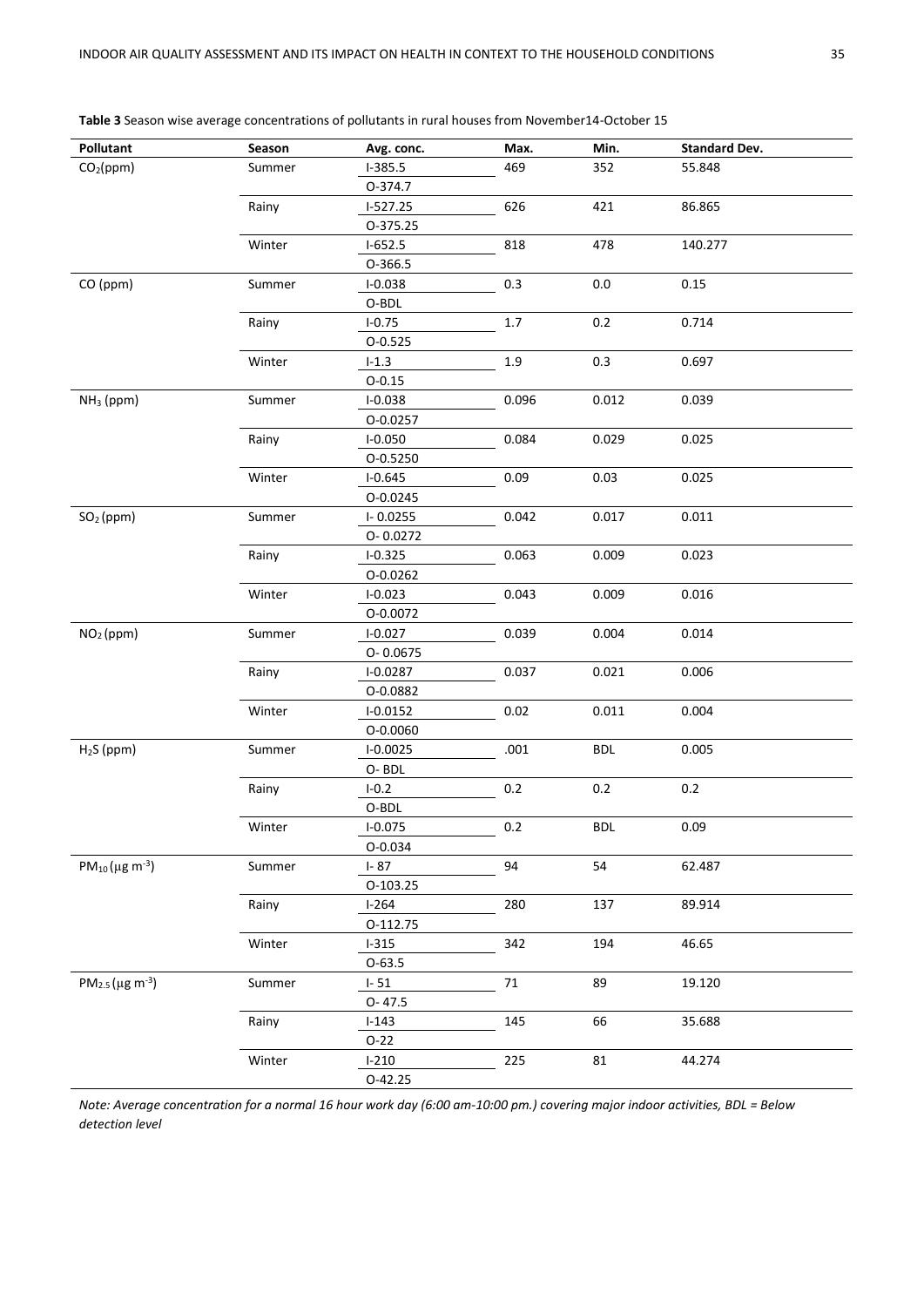**Table 3** Season wise average concentrations of pollutants in rural houses from November14-October 15

| Pollutant | Season | Avg. conc. | Max. | Min. | Standard Dev. |
|---|---|---|---|---|---|
| $CO_2$(ppm) | Summer | I-385.5 | 469 | 352 | 55.848 |
| | | O-374.7 | | | |
| | Rainy | I-527.25 | 626 | 421 | 86.865 |
| | | O-375.25 | | | |
| | Winter | I-652.5 | 818 | 478 | 140.277 |
| | | O-366.5 | | | |
| CO (ppm) | Summer | I-0.038 | 0.3 | 0.0 | 0.15 |
| | | O-BDL | | | |
| | Rainy | I-0.75 | 1.7 | 0.2 | 0.714 |
| | | O-0.525 | | | |
| | Winter | I-1.3 | 1.9 | 0.3 | 0.697 |
| | | O-0.15 | | | |
| $NH_3$ (ppm) | Summer | I-0.038 | 0.096 | 0.012 | 0.039 |
| | | O-0.0257 | | | |
| | Rainy | I-0.050 | 0.084 | 0.029 | 0.025 |
| | | O-0.5250 | | | |
| | Winter | I-0.645 | 0.09 | 0.03 | 0.025 |
| | | O-0.0245 | | | |
| $SO_2$ (ppm) | Summer | I- 0.0255 | 0.042 | 0.017 | 0.011 |
| | | O- 0.0272 | | | |
| | Rainy | I-0.325 | 0.063 | 0.009 | 0.023 |
| | | O-0.0262 | | | |
| | Winter | I-0.023 | 0.043 | 0.009 | 0.016 |
| | | O-0.0072 | | | |
| $NO_2$ (ppm) | Summer | I-0.027 | 0.039 | 0.004 | 0.014 |
| | | O- 0.0675 | | | |
| | Rainy | I-0.0287 | 0.037 | 0.021 | 0.006 |
| | | O-0.0882 | | | |
| | Winter | I-0.0152 | 0.02 | 0.011 | 0.004 |
| | | O-0.0060 | | | |
| $H_2S$ (ppm) | Summer | I-0.0025 | .001 | BDL | 0.005 |
| | | O- BDL | | | |
| | Rainy | I-0.2 | 0.2 | 0.2 | 0.2 |
| | | O-BDL | | | |
| | Winter | I-0.075 | 0.2 | BDL | 0.09 |
| | | O-0.034 | | | |
| $PM_{10}$ ($\mu g\ m^{-3}$) | Summer | I- 87 | 94 | 54 | 62.487 |
| | | O-103.25 | | | |
| | Rainy | I-264 | 280 | 137 | 89.914 |
| | | O-112.75 | | | |
| | Winter | I-315 | 342 | 194 | 46.65 |
| | | O-63.5 | | | |
| $PM_{2.5}$ ($\mu g\ m^{-3}$) | Summer | I- 51 | 71 | 89 | 19.120 |
| | | O- 47.5 | | | |
| | Rainy | I-143 | 145 | 66 | 35.688 |
| | | O-22 | | | |
| | Winter | I-210 | 225 | 81 | 44.274 |
| | | O-42.25 | | | |

*Note: Average concentration for a normal 16 hour work day (6:00 am-10:00 pm.) covering major indoor activities, BDL = Below detection level*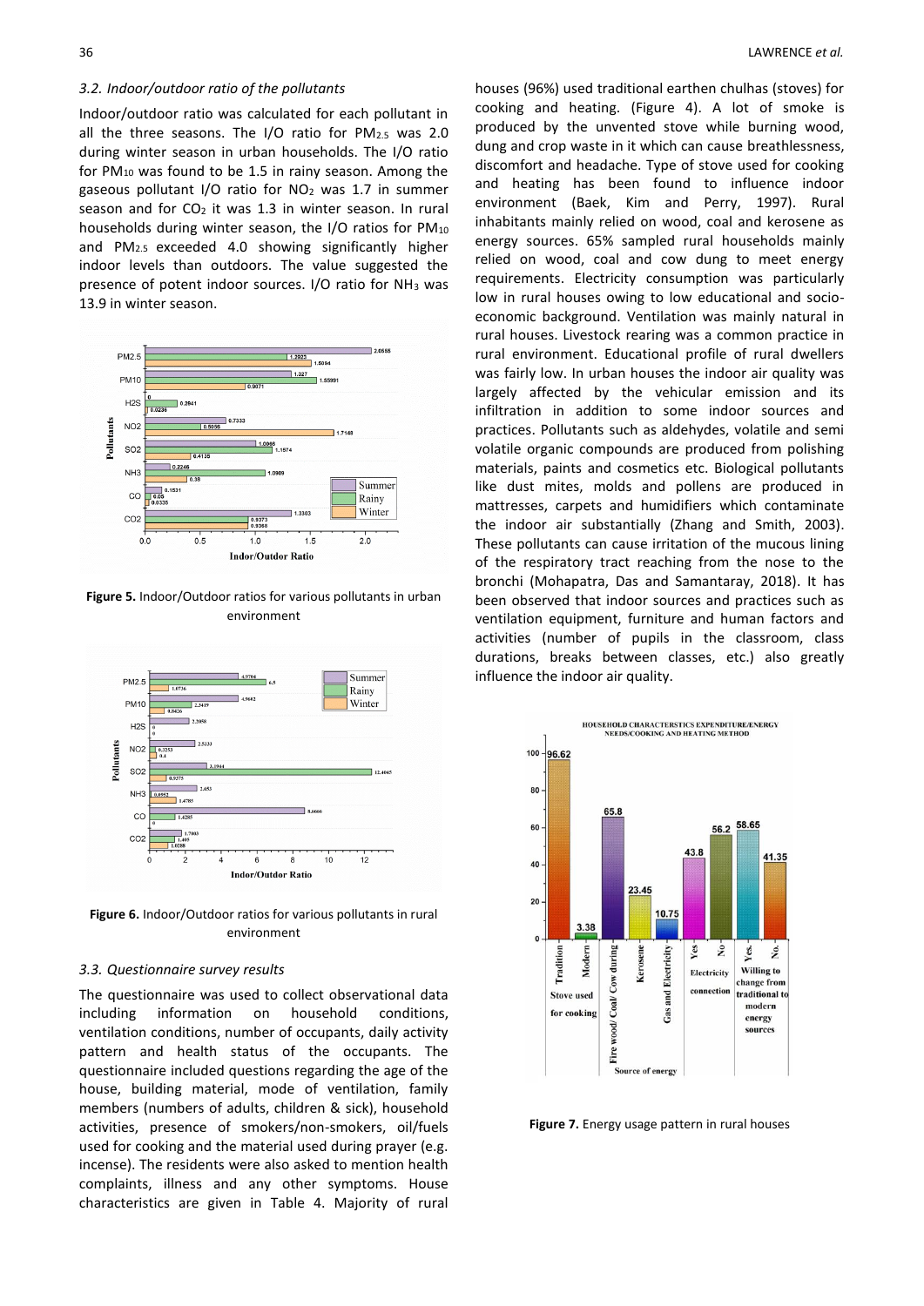### 3.2. Indoor/outdoor ratio of the pollutants

Indoor/outdoor ratio was calculated for each pollutant in all the three seasons. The I/O ratio for $PM_{2.5}$ was 2.0 during winter season in urban households. The I/O ratio for $PM_{10}$ was found to be 1.5 in rainy season. Among the gaseous pollutant I/O ratio for $NO_2$ was 1.7 in summer season and for $CO_2$ it was 1.3 in winter season. In rural households during winter season, the I/O ratios for $PM_{10}$ and $PM_{2.5}$ exceeded 4.0 showing significantly higher indoor levels than outdoors. The value suggested the presence of potent indoor sources. I/O ratio for $NH_3$ was 13.9 in winter season.

**Figure 5.** Indoor/Outdoor ratios for various pollutants in urban environment

**Figure 6.** Indoor/Outdoor ratios for various pollutants in rural environment

### 3.3. Questionnaire survey results

The questionnaire was used to collect observational data including information on household conditions, ventilation conditions, number of occupants, daily activity pattern and health status of the occupants. The questionnaire included questions regarding the age of the house, building material, mode of ventilation, family members (numbers of adults, children & sick), household activities, presence of smokers/non-smokers, oil/fuels used for cooking and the material used during prayer (e.g. incense). The residents were also asked to mention health complaints, illness and any other symptoms. House characteristics are given in Table 4. Majority of rural houses (96%) used traditional earthen chulhas (stoves) for cooking and heating. (Figure 4). A lot of smoke is produced by the unvented stove while burning wood, dung and crop waste in it which can cause breathlessness, discomfort and headache. Type of stove used for cooking and heating has been found to influence indoor environment (Baek, Kim and Perry, 1997). Rural inhabitants mainly relied on wood, coal and kerosene as energy sources. 65% sampled rural households mainly relied on wood, coal and cow dung to meet energy requirements. Electricity consumption was particularly low in rural houses owing to low educational and socio-economic background. Ventilation was mainly natural in rural houses. Livestock rearing was a common practice in rural environment. Educational profile of rural dwellers was fairly low. In urban houses the indoor air quality was largely affected by the vehicular emission and its infiltration in addition to some indoor sources and practices. Pollutants such as aldehydes, volatile and semi volatile organic compounds are produced from polishing materials, paints and cosmetics etc. Biological pollutants like dust mites, molds and pollens are produced in mattresses, carpets and humidifiers which contaminate the indoor air substantially (Zhang and Smith, 2003). These pollutants can cause irritation of the mucous lining of the respiratory tract reaching from the nose to the bronchi (Mohapatra, Das and Samantaray, 2018). It has been observed that indoor sources and practices such as ventilation equipment, furniture and human factors and activities (number of pupils in the classroom, class durations, breaks between classes, etc.) also greatly influence the indoor air quality.

**Figure 7.** Energy usage pattern in rural houses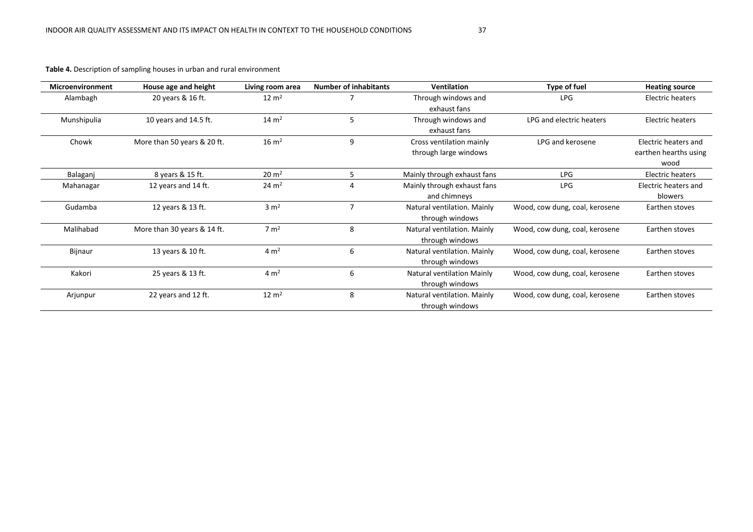**Table 4.** Description of sampling houses in urban and rural environment

| Microenvironment | House age and height | Living room area | Number of inhabitants | Ventilation | Type of fuel | Heating source |
|---|---|---|---|---|---|---|
| Alambagh | 20 years & 16 ft. | 12 $m^2$ | 7 | Through windows and exhaust fans | LPG | Electric heaters |
| Munshipulia | 10 years and 14.5 ft. | 14 $m^2$ | 5 | Through windows and exhaust fans | LPG and electric heaters | Electric heaters |
| Chowk | More than 50 years & 20 ft. | 16 $m^2$ | 9 | Cross ventilation mainly through large windows | LPG and kerosene | Electric heaters and earthen hearths using wood |
| Balaganj | 8 years & 15 ft. | 20 $m^2$ | 5 | Mainly through exhaust fans | LPG | Electric heaters |
| Mahanagar | 12 years and 14 ft. | 24 $m^2$ | 4 | Mainly through exhaust fans and chimneys | LPG | Electric heaters and blowers |
| Gudamba | 12 years & 13 ft. | 3 $m^2$ | 7 | Natural ventilation. Mainly through windows | Wood, cow dung, coal, kerosene | Earthen stoves |
| Malihabad | More than 30 years & 14 ft. | 7 $m^2$ | 8 | Natural ventilation. Mainly through windows | Wood, cow dung, coal, kerosene | Earthen stoves |
| Bijnaur | 13 years & 10 ft. | 4 $m^2$ | 6 | Natural ventilation. Mainly through windows | Wood, cow dung, coal, kerosene | Earthen stoves |
| Kakori | 25 years & 13 ft. | 4 $m^2$ | 6 | Natural ventilation Mainly through windows | Wood, cow dung, coal, kerosene | Earthen stoves |
| Arjunpur | 22 years and 12 ft. | 12 $m^2$ | 8 | Natural ventilation. Mainly through windows | Wood, cow dung, coal, kerosene | Earthen stoves |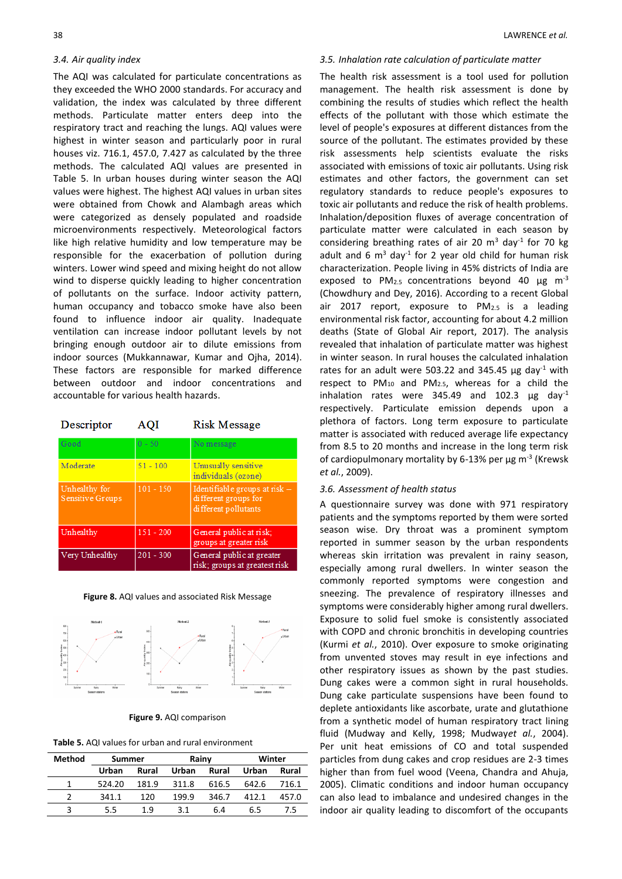### 3.4. Air quality index

The AQI was calculated for particulate concentrations as they exceeded the WHO 2000 standards. For accuracy and validation, the index was calculated by three different methods. Particulate matter enters deep into the respiratory tract and reaching the lungs. AQI values were highest in winter season and particularly poor in rural houses viz. 716.1, 457.0, 7.427 as calculated by the three methods. The calculated AQI values are presented in Table 5. In urban houses during winter season the AQI values were highest. The highest AQI values in urban sites were obtained from Chowk and Alambagh areas which were categorized as densely populated and roadside microenvironments respectively. Meteorological factors like high relative humidity and low temperature may be responsible for the exacerbation of pollution during winters. Lower wind speed and mixing height do not allow wind to disperse quickly leading to higher concentration of pollutants on the surface. Indoor activity pattern, human occupancy and tobacco smoke have also been found to influence indoor air quality. Inadequate ventilation can increase indoor pollutant levels by not bringing enough outdoor air to dilute emissions from indoor sources (Mukkannawar, Kumar and Ojha, 2014). These factors are responsible for marked difference between outdoor and indoor concentrations and accountable for various health hazards.

| Descriptor | AQI | Risk Message |
|---|---|---|
| Good | 0 - 50 | No message |
| Moderate | 51 - 100 | Unusually sensitive individuals (ozone) |
| Unhealthy for Sensitive Groups | 101 - 150 | Identifiable groups at risk – different groups for different pollutants |
| Unhealthy | 151 - 200 | General public at risk; groups at greater risk |
| Very Unhealthy | 201 - 300 | General public at greater risk; groups at greatest risk |

**Figure 8.** AQI values and associated Risk Message

**Figure 9.** AQI comparison

**Table 5.** AQI values for urban and rural environment

| Method | Summer | | Rainy | | Winter | |
|---|---|---|---|---|---|---|
| | Urban | Rural | Urban | Rural | Urban | Rural |
| 1 | 524.20 | 181.9 | 311.8 | 616.5 | 642.6 | 716.1 |
| 2 | 341.1 | 120 | 199.9 | 346.7 | 412.1 | 457.0 |
| 3 | 5.5 | 1.9 | 3.1 | 6.4 | 6.5 | 7.5 |

### 3.5. Inhalation rate calculation of particulate matter

The health risk assessment is a tool used for pollution management. The health risk assessment is done by combining the results of studies which reflect the health effects of the pollutant with those which estimate the level of people's exposures at different distances from the source of the pollutant. The estimates provided by these risk assessments help scientists evaluate the risks associated with emissions of toxic air pollutants. Using risk estimates and other factors, the government can set regulatory standards to reduce people's exposures to toxic air pollutants and reduce the risk of health problems. Inhalation/deposition fluxes of average concentration of particulate matter were calculated in each season by considering breathing rates of air 20 $m^3$ $day^{-1}$ for 70 kg adult and 6 $m^3$ $day^{-1}$ for 2 year old child for human risk characterization. People living in 45% districts of India are exposed to $PM_{2.5}$ concentrations beyond 40 µg $m^{-3}$ (Chowdhury and Dey, 2016). According to a recent Global air 2017 report, exposure to $PM_{2.5}$ is a leading environmental risk factor, accounting for about 4.2 million deaths (State of Global Air report, 2017). The analysis revealed that inhalation of particulate matter was highest in winter season. In rural houses the calculated inhalation rates for an adult were 503.22 and 345.45 µg $day^{-1}$ with respect to $PM_{10}$ and $PM_{2.5}$, whereas for a child the inhalation rates were 345.49 and 102.3 µg $day^{-1}$ respectively. Particulate emission depends upon a plethora of factors. Long term exposure to particulate matter is associated with reduced average life expectancy from 8.5 to 20 months and increase in the long term risk of cardiopulmonary mortality by 6-13% per µg $m^{-3}$ (Krewsk *et al.*, 2009).

### 3.6. Assessment of health status

A questionnaire survey was done with 971 respiratory patients and the symptoms reported by them were sorted season wise. Dry throat was a prominent symptom reported in summer season by the urban respondents whereas skin irritation was prevalent in rainy season, especially among rural dwellers. In winter season the commonly reported symptoms were congestion and sneezing. The prevalence of respiratory illnesses and symptoms were considerably higher among rural dwellers. Exposure to solid fuel smoke is consistently associated with COPD and chronic bronchitis in developing countries (Kurmi *et al.*, 2010). Over exposure to smoke originating from unvented stoves may result in eye infections and other respiratory issues as shown by the past studies. Dung cakes were a common sight in rural households. Dung cake particulate suspensions have been found to deplete antioxidants like ascorbate, urate and glutathione from a synthetic model of human respiratory tract lining fluid (Mudway and Kelly, 1998; Mudway*et al.*, 2004). Per unit heat emissions of CO and total suspended particles from dung cakes and crop residues are 2-3 times higher than from fuel wood (Veena, Chandra and Ahuja, 2005). Climatic conditions and indoor human occupancy can also lead to imbalance and undesired changes in the indoor air quality leading to discomfort of the occupants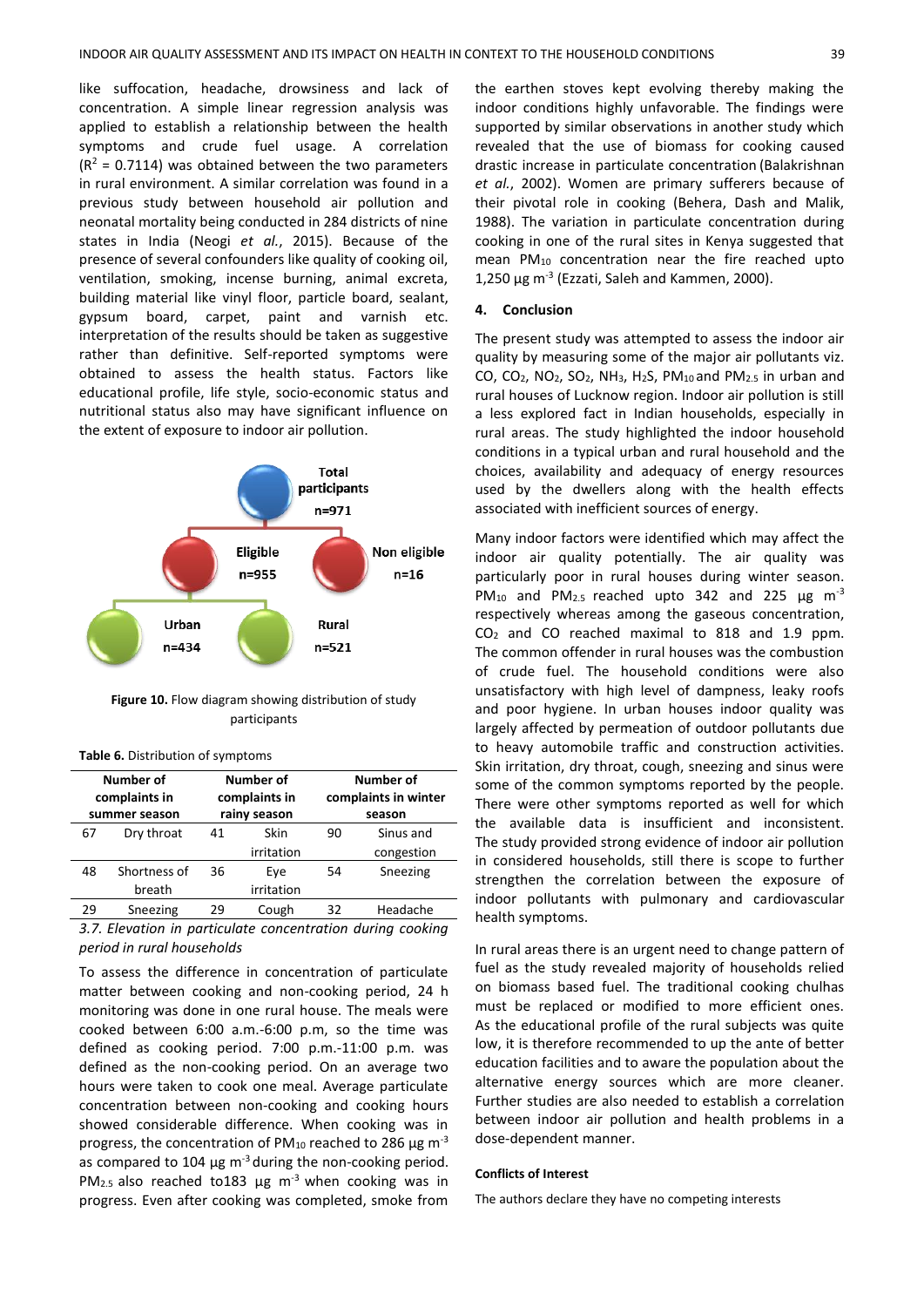like suffocation, headache, drowsiness and lack of concentration. A simple linear regression analysis was applied to establish a relationship between the health symptoms and crude fuel usage. A correlation ($R^2$ = 0.7114) was obtained between the two parameters in rural environment. A similar correlation was found in a previous study between household air pollution and neonatal mortality being conducted in 284 districts of nine states in India (Neogi *et al.*, 2015). Because of the presence of several confounders like quality of cooking oil, ventilation, smoking, incense burning, animal excreta, building material like vinyl floor, particle board, sealant, gypsum board, carpet, paint and varnish etc. interpretation of the results should be taken as suggestive rather than definitive. Self-reported symptoms were obtained to assess the health status. Factors like educational profile, life style, socio-economic status and nutritional status also may have significant influence on the extent of exposure to indoor air pollution.

Total participants n=971

Eligible n=955 — Non eligible n=16

Urban n=434 — Rural n=521

**Figure 10.** Flow diagram showing distribution of study participants

**Table 6.** Distribution of symptoms

| Number of complaints in summer season | | Number of complaints in rainy season | | Number of complaints in winter season | |
|---|---|---|---|---|---|
| 67 | Dry throat | 41 | Skin irritation | 90 | Sinus and congestion |
| 48 | Shortness of breath | 36 | Eye irritation | 54 | Sneezing |
| 29 | Sneezing | 29 | Cough | 32 | Headache |

### *3.7. Elevation in particulate concentration during cooking period in rural households*

To assess the difference in concentration of particulate matter between cooking and non-cooking period, 24 h monitoring was done in one rural house. The meals were cooked between 6:00 a.m.-6:00 p.m, so the time was defined as cooking period. 7:00 p.m.-11:00 p.m. was defined as the non-cooking period. On an average two hours were taken to cook one meal. Average particulate concentration between non-cooking and cooking hours showed considerable difference. When cooking was in progress, the concentration of $PM_{10}$ reached to 286 µg $m^{-3}$ as compared to 104 µg $m^{-3}$ during the non-cooking period. $PM_{2.5}$ also reached to183 µg $m^{-3}$ when cooking was in progress. Even after cooking was completed, smoke from the earthen stoves kept evolving thereby making the indoor conditions highly unfavorable. The findings were supported by similar observations in another study which revealed that the use of biomass for cooking caused drastic increase in particulate concentration (Balakrishnan *et al.*, 2002). Women are primary sufferers because of their pivotal role in cooking (Behera, Dash and Malik, 1988). The variation in particulate concentration during cooking in one of the rural sites in Kenya suggested that mean $PM_{10}$ concentration near the fire reached upto 1,250 µg $m^{-3}$ (Ezzati, Saleh and Kammen, 2000).

## 4. Conclusion

The present study was attempted to assess the indoor air quality by measuring some of the major air pollutants viz. CO, $CO_2$, $NO_2$, $SO_2$, $NH_3$, $H_2S$, $PM_{10}$ and $PM_{2.5}$ in urban and rural houses of Lucknow region. Indoor air pollution is still a less explored fact in Indian households, especially in rural areas. The study highlighted the indoor household conditions in a typical urban and rural household and the choices, availability and adequacy of energy resources used by the dwellers along with the health effects associated with inefficient sources of energy.

Many indoor factors were identified which may affect the indoor air quality potentially. The air quality was particularly poor in rural houses during winter season. $PM_{10}$ and $PM_{2.5}$ reached upto 342 and 225 µg $m^{-3}$ respectively whereas among the gaseous concentration, $CO_2$ and CO reached maximal to 818 and 1.9 ppm. The common offender in rural houses was the combustion of crude fuel. The household conditions were also unsatisfactory with high level of dampness, leaky roofs and poor hygiene. In urban houses indoor quality was largely affected by permeation of outdoor pollutants due to heavy automobile traffic and construction activities. Skin irritation, dry throat, cough, sneezing and sinus were some of the common symptoms reported by the people. There were other symptoms reported as well for which the available data is insufficient and inconsistent. The study provided strong evidence of indoor air pollution in considered households, still there is scope to further strengthen the correlation between the exposure of indoor pollutants with pulmonary and cardiovascular health symptoms.

In rural areas there is an urgent need to change pattern of fuel as the study revealed majority of households relied on biomass based fuel. The traditional cooking chulhas must be replaced or modified to more efficient ones. As the educational profile of the rural subjects was quite low, it is therefore recommended to up the ante of better education facilities and to aware the population about the alternative energy sources which are more cleaner. Further studies are also needed to establish a correlation between indoor air pollution and health problems in a dose-dependent manner.

#### Conflicts of Interest

The authors declare they have no competing interests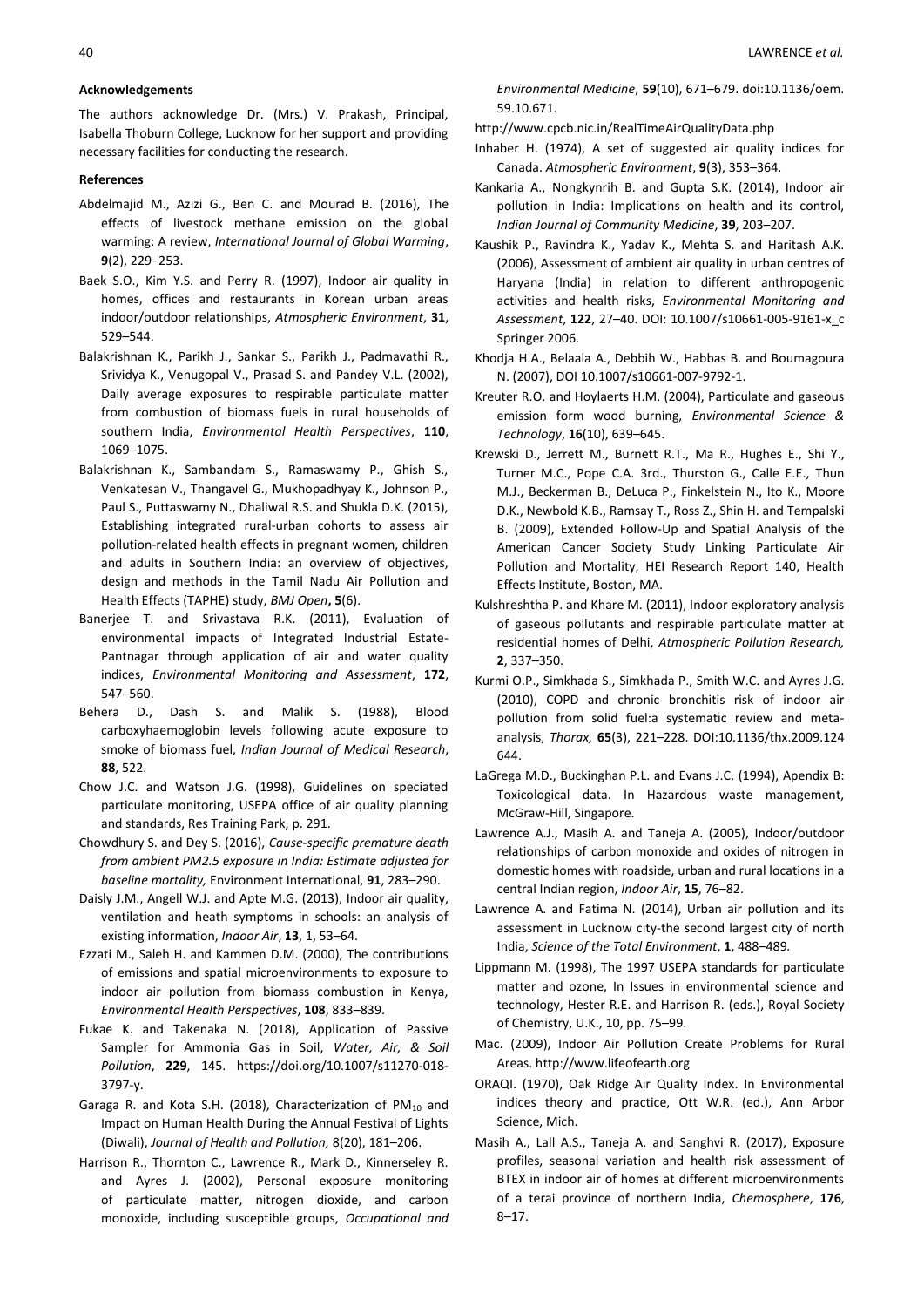**Acknowledgements**

The authors acknowledge Dr. (Mrs.) V. Prakash, Principal, Isabella Thoburn College, Lucknow for her support and providing necessary facilities for conducting the research.

**References**

Abdelmajid M., Azizi G., Ben C. and Mourad B. (2016), The effects of livestock methane emission on the global warming: A review, *International Journal of Global Warming*, **9**(2), 229–253.

Baek S.O., Kim Y.S. and Perry R. (1997), Indoor air quality in homes, offices and restaurants in Korean urban areas indoor/outdoor relationships, *Atmospheric Environment*, **31**, 529–544.

Balakrishnan K., Parikh J., Sankar S., Parikh J., Padmavathi R., Srividya K., Venugopal V., Prasad S. and Pandey V.L. (2002), Daily average exposures to respirable particulate matter from combustion of biomass fuels in rural households of southern India, *Environmental Health Perspectives*, **110**, 1069–1075.

Balakrishnan K., Sambandam S., Ramaswamy P., Ghish S., Venkatesan V., Thangavel G., Mukhopadhyay K., Johnson P., Paul S., Puttaswamy N., Dhaliwal R.S. and Shukla D.K. (2015), Establishing integrated rural-urban cohorts to assess air pollution-related health effects in pregnant women, children and adults in Southern India: an overview of objectives, design and methods in the Tamil Nadu Air Pollution and Health Effects (TAPHE) study, *BMJ Open*, **5**(6).

Banerjee T. and Srivastava R.K. (2011), Evaluation of environmental impacts of Integrated Industrial Estate-Pantnagar through application of air and water quality indices, *Environmental Monitoring and Assessment*, **172**, 547–560.

Behera D., Dash S. and Malik S. (1988), Blood carboxyhaemoglobin levels following acute exposure to smoke of biomass fuel, *Indian Journal of Medical Research*, **88**, 522.

Chow J.C. and Watson J.G. (1998), Guidelines on speciated particulate monitoring, USEPA office of air quality planning and standards, Res Training Park, p. 291.

Chowdhury S. and Dey S. (2016), *Cause-specific premature death from ambient PM2.5 exposure in India: Estimate adjusted for baseline mortality,* Environment International, **91**, 283–290.

Daisly J.M., Angell W.J. and Apte M.G. (2013), Indoor air quality, ventilation and heath symptoms in schools: an analysis of existing information, *Indoor Air*, **13**, 1, 53–64.

Ezzati M., Saleh H. and Kammen D.M. (2000), The contributions of emissions and spatial microenvironments to exposure to indoor air pollution from biomass combustion in Kenya, *Environmental Health Perspectives*, **108**, 833–839.

Fukae K. and Takenaka N. (2018), Application of Passive Sampler for Ammonia Gas in Soil, *Water, Air, & Soil Pollution*, **229**, 145. https://doi.org/10.1007/s11270-018-3797-y.

Garaga R. and Kota S.H. (2018), Characterization of $PM_{10}$ and Impact on Human Health During the Annual Festival of Lights (Diwali), *Journal of Health and Pollution,* 8(20), 181–206.

Harrison R., Thornton C., Lawrence R., Mark D., Kinnerseley R. and Ayres J. (2002), Personal exposure monitoring of particulate matter, nitrogen dioxide, and carbon monoxide, including susceptible groups, *Occupational and Environmental Medicine*, **59**(10), 671–679. doi:10.1136/oem.59.10.671.

http://www.cpcb.nic.in/RealTimeAirQualityData.php

Inhaber H. (1974), A set of suggested air quality indices for Canada. *Atmospheric Environment*, **9**(3), 353–364.

Kankaria A., Nongkynrih B. and Gupta S.K. (2014), Indoor air pollution in India: Implications on health and its control, *Indian Journal of Community Medicine*, **39**, 203–207.

Kaushik P., Ravindra K., Yadav K., Mehta S. and Haritash A.K. (2006), Assessment of ambient air quality in urban centres of Haryana (India) in relation to different anthropogenic activities and health risks, *Environmental Monitoring and Assessment*, **122**, 27–40. DOI: 10.1007/s10661-005-9161-x_c Springer 2006.

Khodja H.A., Belaala A., Debbih W., Habbas B. and Boumagoura N. (2007), DOI 10.1007/s10661-007-9792-1.

Kreuter R.O. and Hoylaerts H.M. (2004), Particulate and gaseous emission form wood burning, *Environmental Science & Technology*, **16**(10), 639–645.

Krewski D., Jerrett M., Burnett R.T., Ma R., Hughes E., Shi Y., Turner M.C., Pope C.A. 3rd., Thurston G., Calle E.E., Thun M.J., Beckerman B., DeLuca P., Finkelstein N., Ito K., Moore D.K., Newbold K.B., Ramsay T., Ross Z., Shin H. and Tempalski B. (2009), Extended Follow-Up and Spatial Analysis of the American Cancer Society Study Linking Particulate Air Pollution and Mortality, HEI Research Report 140, Health Effects Institute, Boston, MA.

Kulshreshtha P. and Khare M. (2011), Indoor exploratory analysis of gaseous pollutants and respirable particulate matter at residential homes of Delhi, *Atmospheric Pollution Research,* **2**, 337–350.

Kurmi O.P., Simkhada S., Simkhada P., Smith W.C. and Ayres J.G. (2010), COPD and chronic bronchitis risk of indoor air pollution from solid fuel:a systematic review and meta-analysis, *Thorax,* **65**(3), 221–228. DOI:10.1136/thx.2009.124644.

LaGrega M.D., Buckinghan P.L. and Evans J.C. (1994), Apendix B: Toxicological data. In Hazardous waste management, McGraw-Hill, Singapore.

Lawrence A.J., Masih A. and Taneja A. (2005), Indoor/outdoor relationships of carbon monoxide and oxides of nitrogen in domestic homes with roadside, urban and rural locations in a central Indian region, *Indoor Air*, **15**, 76–82.

Lawrence A. and Fatima N. (2014), Urban air pollution and its assessment in Lucknow city-the second largest city of north India, *Science of the Total Environment*, **1**, 488–489.

Lippmann M. (1998), The 1997 USEPA standards for particulate matter and ozone, In Issues in environmental science and technology, Hester R.E. and Harrison R. (eds.), Royal Society of Chemistry, U.K., 10, pp. 75–99.

Mac. (2009), Indoor Air Pollution Create Problems for Rural Areas. http://www.lifeofearth.org

ORAQI. (1970), Oak Ridge Air Quality Index. In Environmental indices theory and practice, Ott W.R. (ed.), Ann Arbor Science, Mich.

Masih A., Lall A.S., Taneja A. and Sanghvi R. (2017), Exposure profiles, seasonal variation and health risk assessment of BTEX in indoor air of homes at different microenvironments of a terai province of northern India, *Chemosphere*, **176**, 8–17.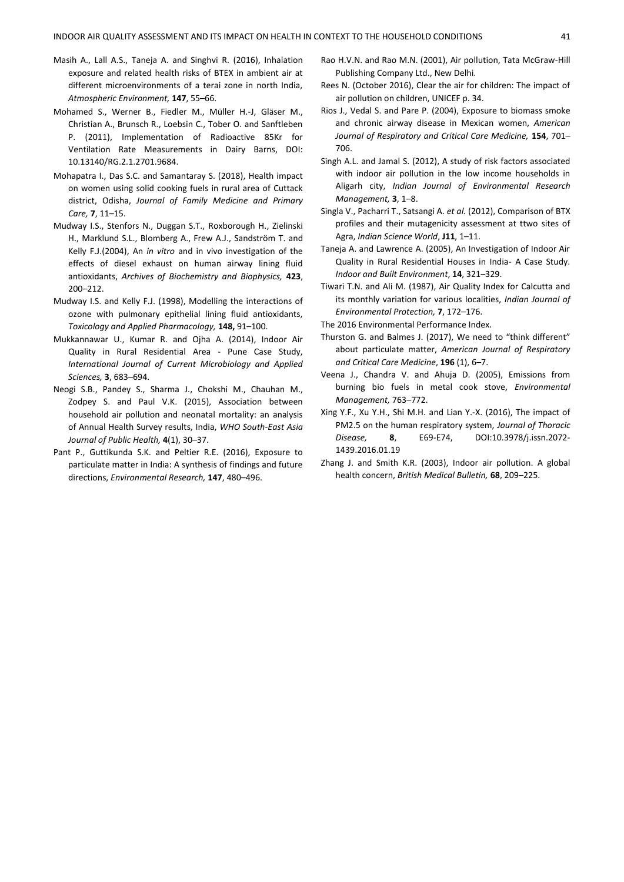Masih A., Lall A.S., Taneja A. and Singhvi R. (2016), Inhalation exposure and related health risks of BTEX in ambient air at different microenvironments of a terai zone in north India, *Atmospheric Environment,* **147**, 55–66.

Mohamed S., Werner B., Fiedler M., Müller H.-J, Gläser M., Christian A., Brunsch R., Loebsin C., Tober O. and Sanftleben P. (2011), Implementation of Radioactive 85Kr for Ventilation Rate Measurements in Dairy Barns, DOI: 10.13140/RG.2.1.2701.9684.

Mohapatra I., Das S.C. and Samantaray S. (2018), Health impact on women using solid cooking fuels in rural area of Cuttack district, Odisha, *Journal of Family Medicine and Primary Care,* **7**, 11–15.

Mudway I.S., Stenfors N., Duggan S.T., Roxborough H., Zielinski H., Marklund S.L., Blomberg A., Frew A.J., Sandström T. and Kelly F.J.(2004), An *in vitro* and in vivo investigation of the effects of diesel exhaust on human airway lining fluid antioxidants, *Archives of Biochemistry and Biophysics,* **423**, 200–212.

Mudway I.S. and Kelly F.J. (1998), Modelling the interactions of ozone with pulmonary epithelial lining fluid antioxidants, *Toxicology and Applied Pharmacology,* **148,** 91–100.

Mukkannawar U., Kumar R. and Ojha A. (2014), Indoor Air Quality in Rural Residential Area - Pune Case Study, *International Journal of Current Microbiology and Applied Sciences,* **3**, 683–694.

Neogi S.B., Pandey S., Sharma J., Chokshi M., Chauhan M., Zodpey S. and Paul V.K. (2015), Association between household air pollution and neonatal mortality: an analysis of Annual Health Survey results, India, *WHO South-East Asia Journal of Public Health,* **4**(1), 30–37.

Pant P., Guttikunda S.K. and Peltier R.E. (2016), Exposure to particulate matter in India: A synthesis of findings and future directions, *Environmental Research,* **147**, 480–496.

Rao H.V.N. and Rao M.N. (2001), Air pollution, Tata McGraw-Hill Publishing Company Ltd., New Delhi.

Rees N. (October 2016), Clear the air for children: The impact of air pollution on children, UNICEF p. 34.

Rios J., Vedal S. and Pare P. (2004), Exposure to biomass smoke and chronic airway disease in Mexican women, *American Journal of Respiratory and Critical Care Medicine,* **154**, 701–706.

Singh A.L. and Jamal S. (2012), A study of risk factors associated with indoor air pollution in the low income households in Aligarh city, *Indian Journal of Environmental Research Management,* **3**, 1–8.

Singla V., Pacharri T., Satsangi A. *et al.* (2012), Comparison of BTX profiles and their mutagenicity assessment at ttwo sites of Agra, *Indian Science World*, **J11**, 1–11.

Taneja A. and Lawrence A. (2005), An Investigation of Indoor Air Quality in Rural Residential Houses in India- A Case Study. *Indoor and Built Environment*, **14**, 321–329.

Tiwari T.N. and Ali M. (1987), Air Quality Index for Calcutta and its monthly variation for various localities, *Indian Journal of Environmental Protection,* **7**, 172–176.

The 2016 Environmental Performance Index.

Thurston G. and Balmes J. (2017), We need to "think different" about particulate matter, *American Journal of Respiratory and Critical Care Medicine*, **196** (1), 6–7.

Veena J., Chandra V. and Ahuja D. (2005), Emissions from burning bio fuels in metal cook stove, *Environmental Management,* 763–772.

Xing Y.F., Xu Y.H., Shi M.H. and Lian Y.-X. (2016), The impact of PM2.5 on the human respiratory system, *Journal of Thoracic Disease,* **8**, E69-E74, DOI:10.3978/j.issn.2072-1439.2016.01.19

Zhang J. and Smith K.R. (2003), Indoor air pollution. A global health concern, *British Medical Bulletin,* **68**, 209–225.